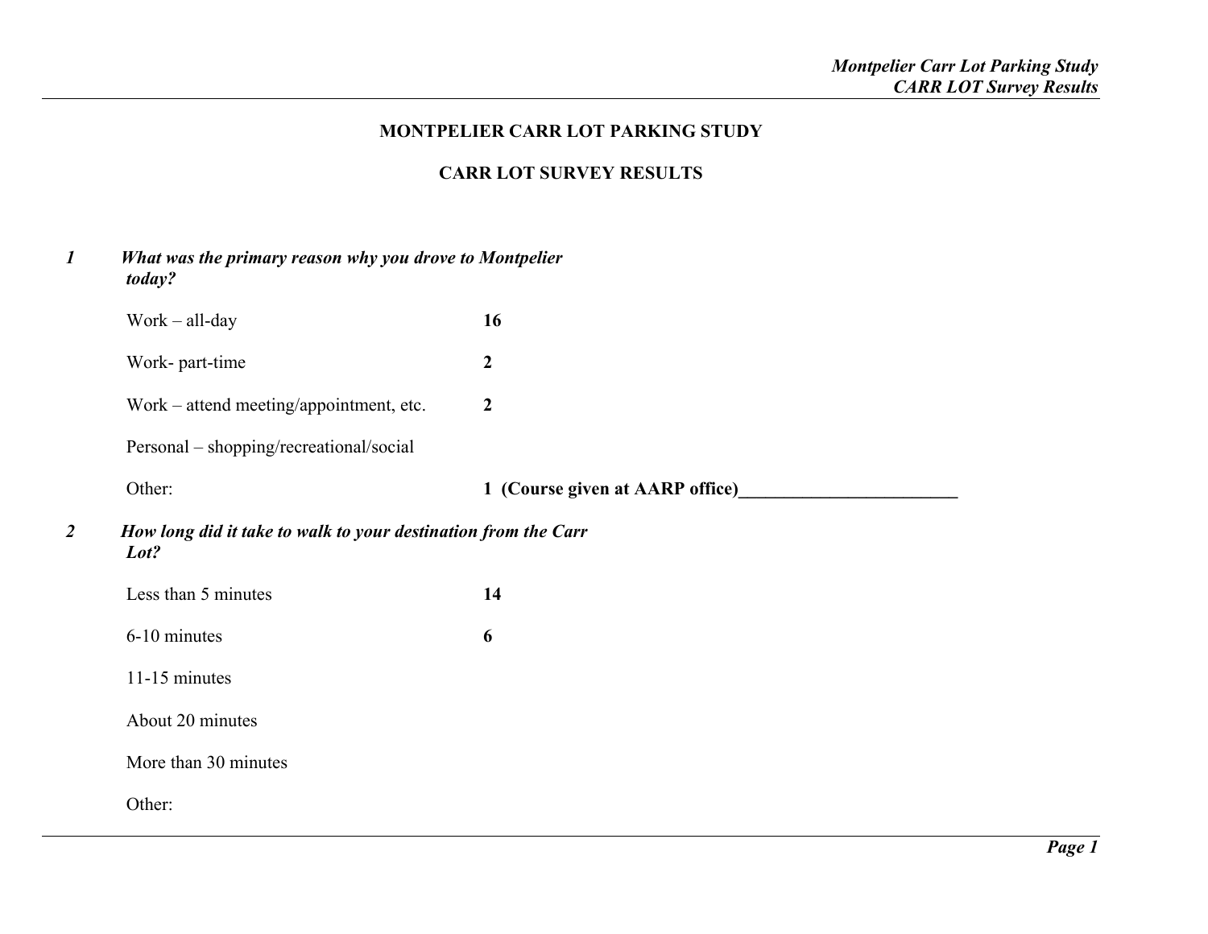# MONTPELIER CARR LOT PARKING STUDY

## CARR LOT SURVEY RESULTS

***1 What was the primary reason why you drove to Montpelier today?***

| | |
|---|---|
| Work – all-day | **16** |
| Work- part-time | **2** |
| Work – attend meeting/appointment, etc. | **2** |
| Personal – shopping/recreational/social | |
| Other: | **1 (Course given at AARP office)________________________** |

***2 How long did it take to walk to your destination from the Carr Lot?***

| | |
|---|---|
| Less than 5 minutes | **14** |
| 6-10 minutes | **6** |
| 11-15 minutes | |
| About 20 minutes | |
| More than 30 minutes | |
| Other: | |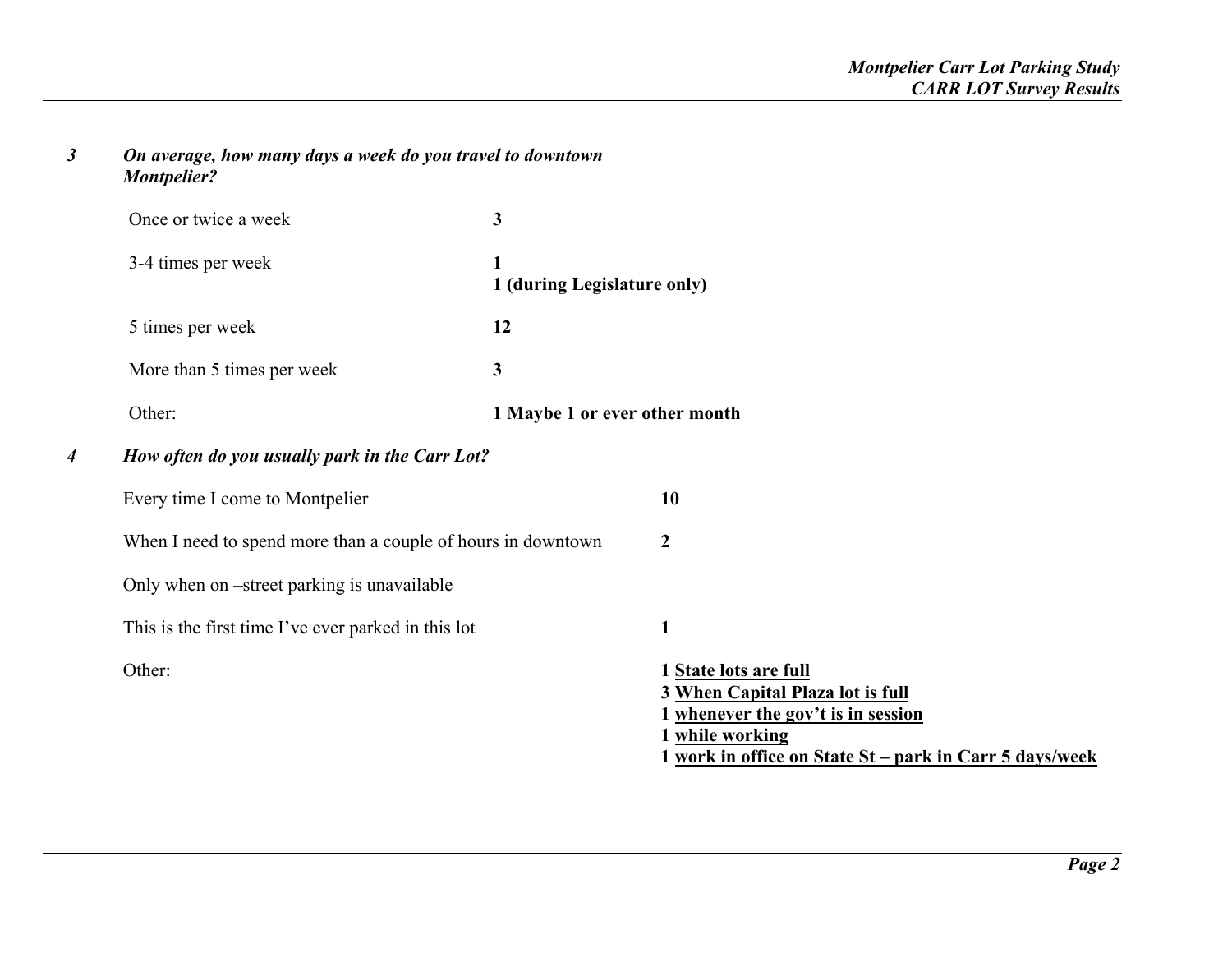### *3 On average, how many days a week do you travel to downtown Montpelier?*

| | |
|---|---|
| Once or twice a week | **3** |
| 3-4 times per week | **1**<br>**1 (during Legislature only)** |
| 5 times per week | **12** |
| More than 5 times per week | **3** |
| Other: | **1 Maybe 1 or ever other month** |

### *4 How often do you usually park in the Carr Lot?*

| | |
|---|---|
| Every time I come to Montpelier | **10** |
| When I need to spend more than a couple of hours in downtown | **2** |
| Only when on –street parking is unavailable | |
| This is the first time I've ever parked in this lot | **1** |
| Other: | **1 <u>State lots are full</u>**<br>**3 <u>When Capital Plaza lot is full</u>**<br>**1 <u>whenever the gov't is in session</u>**<br>**1 <u>while working</u>**<br>**1 <u>work in office on State St – park in Carr 5 days/week</u>** |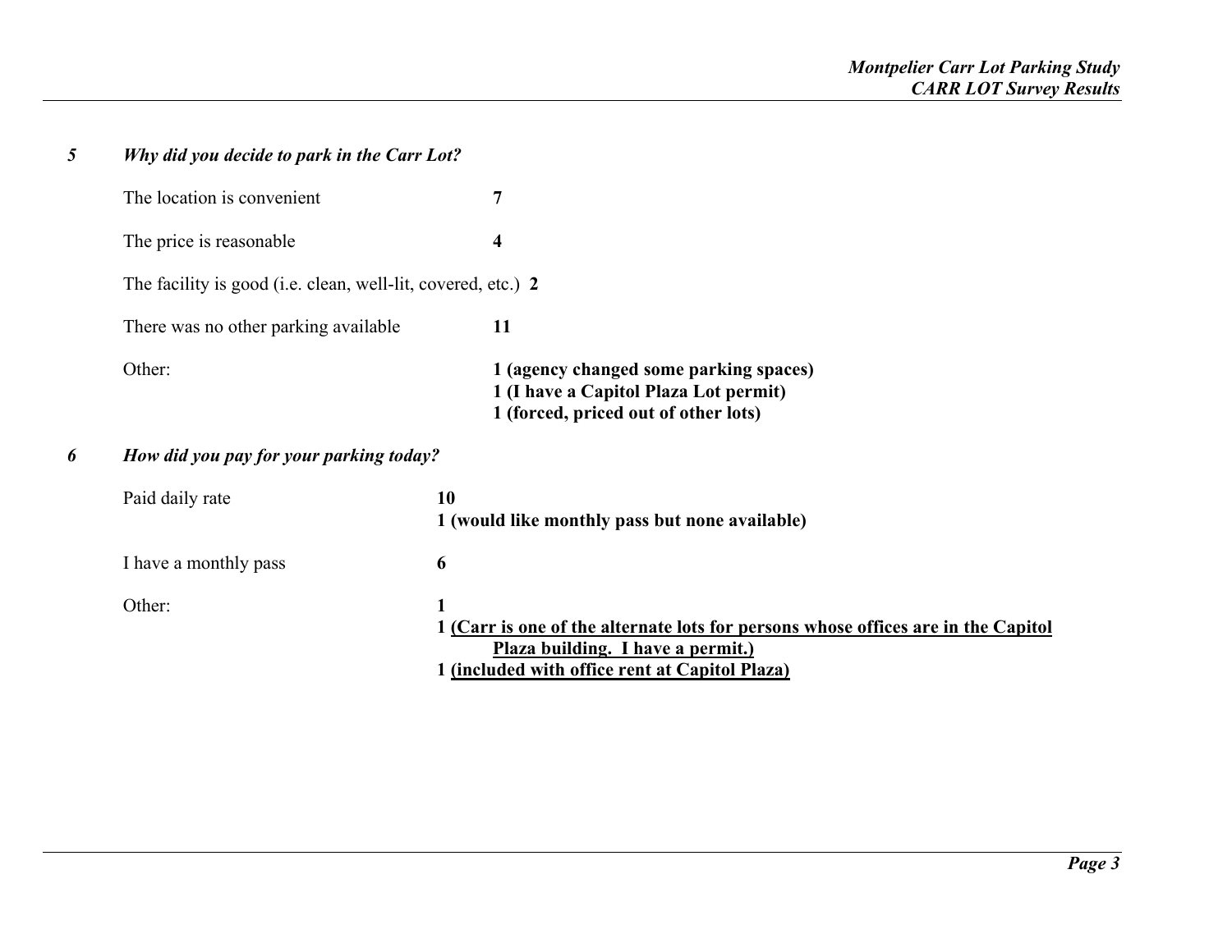### *5 Why did you decide to park in the Carr Lot?*

The location is convenient **7**

The price is reasonable **4**

The facility is good (i.e. clean, well-lit, covered, etc.) **2**

There was no other parking available **11**

Other:
**1 (agency changed some parking spaces)**
**1 (I have a Capitol Plaza Lot permit)**
**1 (forced, priced out of other lots)**

### *6 How did you pay for your parking today?*

Paid daily rate
**10**
**1 (would like monthly pass but none available)**

I have a monthly pass **6**

Other:
**1**
**1 (Carr is one of the alternate lots for persons whose offices are in the Capitol Plaza building. I have a permit.)**
**1 (included with office rent at Capitol Plaza)**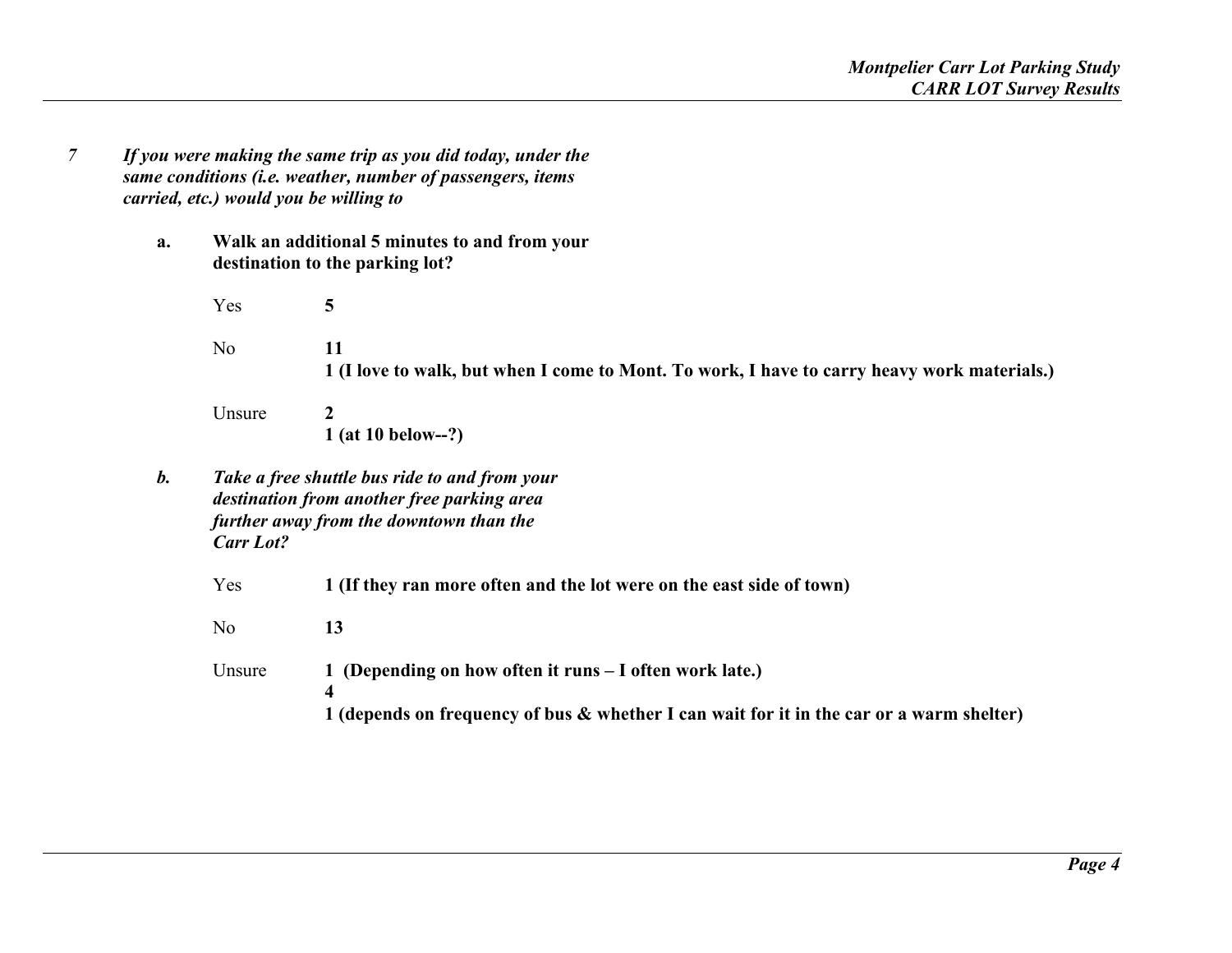*7 If you were making the same trip as you did today, under the same conditions (i.e. weather, number of passengers, items carried, etc.) would you be willing to*

**a. Walk an additional 5 minutes to and from your destination to the parking lot?**

| | |
|---|---|
| Yes | **5** |
| No | **11**<br>**1 (I love to walk, but when I come to Mont. To work, I have to carry heavy work materials.)** |
| Unsure | **2**<br>**1 (at 10 below--?)** |

***b. Take a free shuttle bus ride to and from your destination from another free parking area further away from the downtown than the Carr Lot?***

| | |
|---|---|
| Yes | **1 (If they ran more often and the lot were on the east side of town)** |
| No | **13** |
| Unsure | **1 (Depending on how often it runs – I often work late.)**<br>**4**<br>**1 (depends on frequency of bus & whether I can wait for it in the car or a warm shelter)** |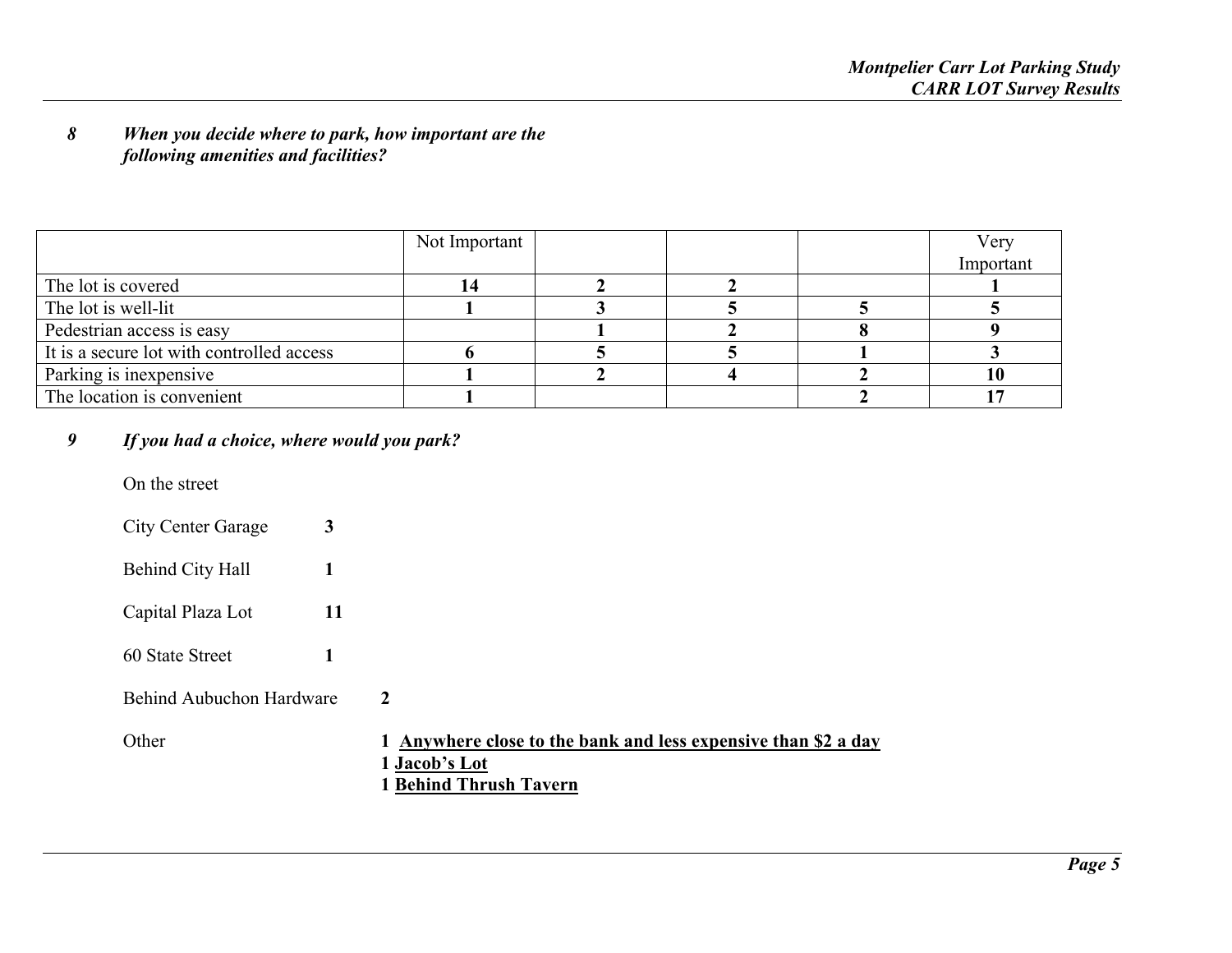*8 When you decide where to park, how important are the following amenities and facilities?*

| | Not Important | | | | Very Important |
|---|---|---|---|---|---|
| The lot is covered | **14** | **2** | **2** | | **1** |
| The lot is well-lit | **1** | **3** | **5** | **5** | **5** |
| Pedestrian access is easy | | **1** | **2** | **8** | **9** |
| It is a secure lot with controlled access | **6** | **5** | **5** | **1** | **3** |
| Parking is inexpensive | **1** | **2** | **4** | **2** | **10** |
| The location is convenient | **1** | | | **2** | **17** |

*9 If you had a choice, where would you park?*

On the street

City Center Garage **3**

Behind City Hall **1**

Capital Plaza Lot **11**

60 State Street **1**

Behind Aubuchon Hardware **2**

Other **1 Anywhere close to the bank and less expensive than $2 a day**
**1 Jacob's Lot**
**1 Behind Thrush Tavern**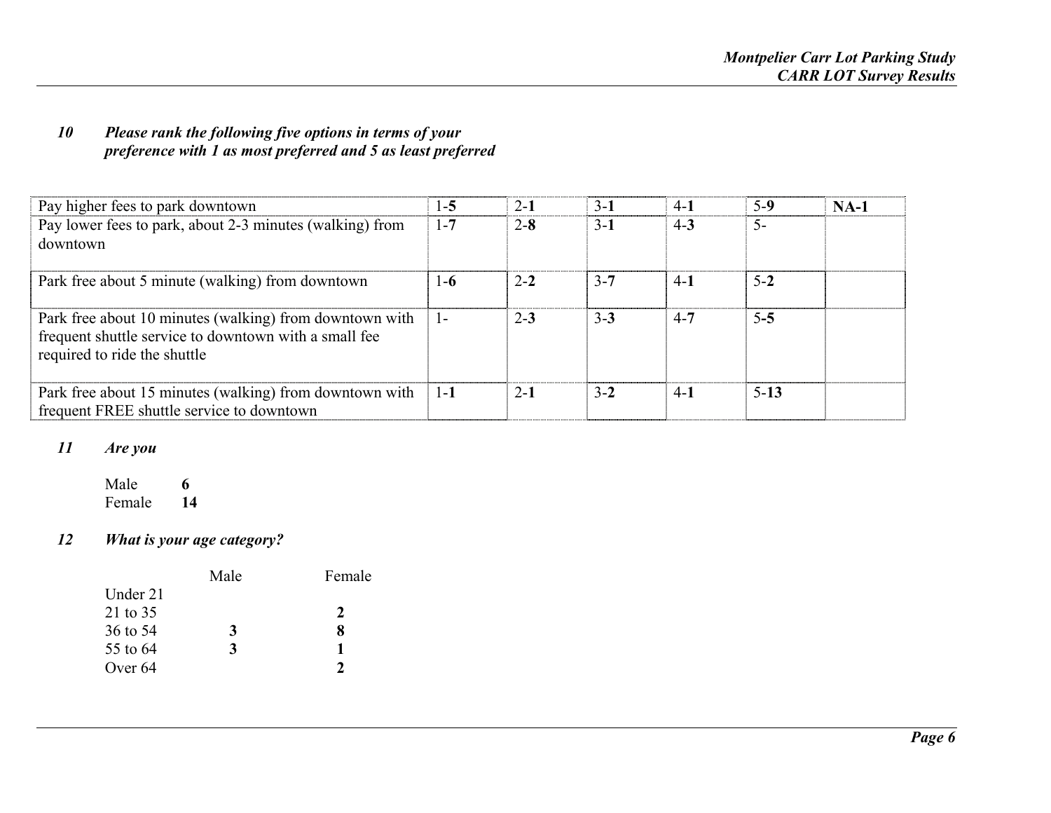### *10 Please rank the following five options in terms of your preference with 1 as most preferred and 5 as least preferred*

| | | | | | | |
|---|---|---|---|---|---|---|
| Pay higher fees to park downtown | 1-**5** | 2-**1** | 3-**1** | 4-**1** | 5-**9** | **NA-1** |
| Pay lower fees to park, about 2-3 minutes (walking) from downtown | 1-**7** | 2-**8** | 3-**1** | 4-**3** | 5- | |
| Park free about 5 minute (walking) from downtown | 1-**6** | 2-**2** | 3-**7** | 4-**1** | 5-**2** | |
| Park free about 10 minutes (walking) from downtown with frequent shuttle service to downtown with a small fee required to ride the shuttle | 1- | 2-**3** | 3-**3** | 4-**7** | 5-**5** | |
| Park free about 15 minutes (walking) from downtown with frequent FREE shuttle service to downtown | 1-**1** | 2-**1** | 3-**2** | 4-**1** | 5-**13** | |

### *11 Are you*

Male **6**
Female **14**

### *12 What is your age category?*

| | Male | Female |
|---|---|---|
| Under 21 | | |
| 21 to 35 | | **2** |
| 36 to 54 | **3** | **8** |
| 55 to 64 | **3** | **1** |
| Over 64 | | **2** |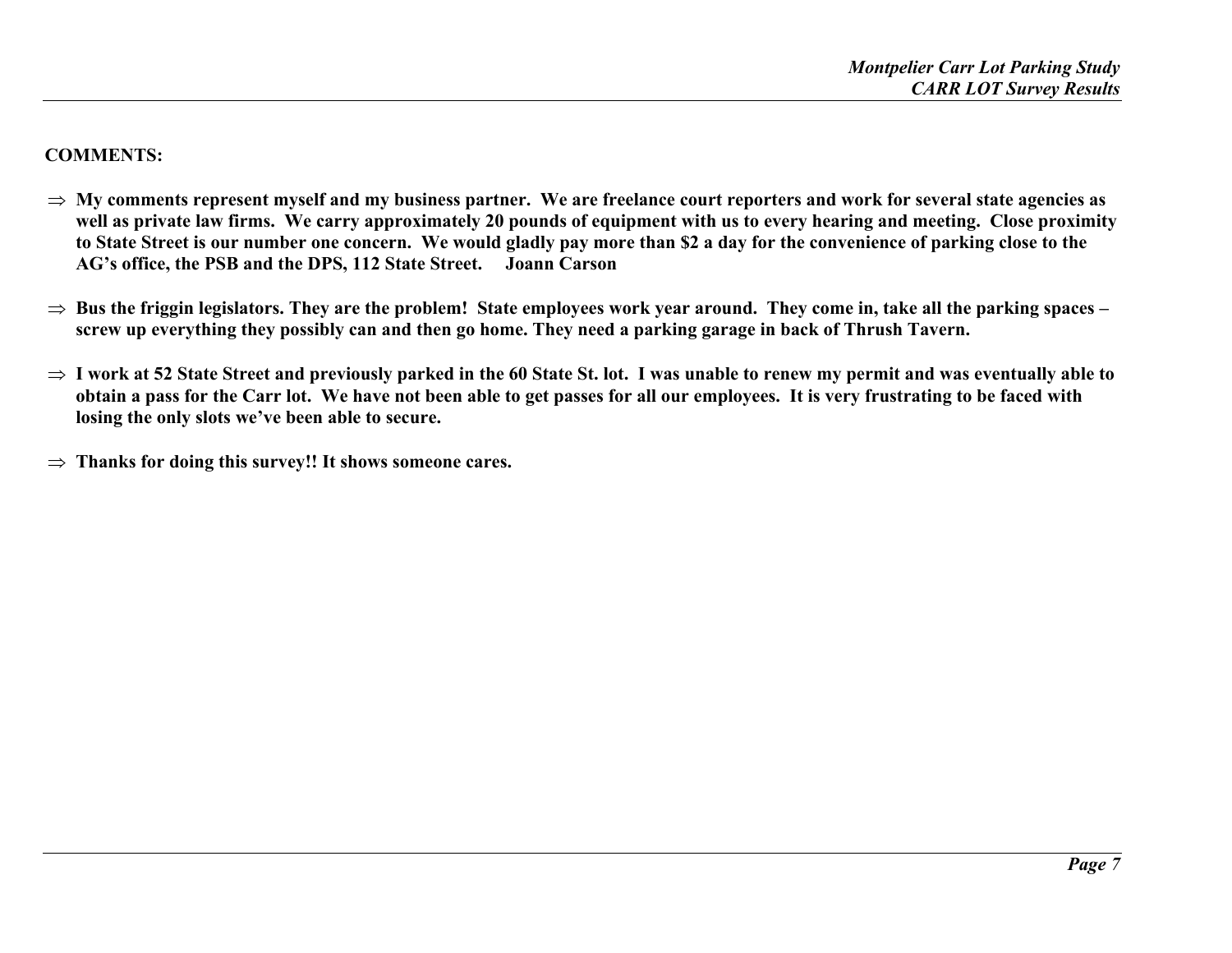**COMMENTS:**

- ⇒ **My comments represent myself and my business partner. We are freelance court reporters and work for several state agencies as well as private law firms. We carry approximately 20 pounds of equipment with us to every hearing and meeting. Close proximity to State Street is our number one concern. We would gladly pay more than $2 a day for the convenience of parking close to the AG's office, the PSB and the DPS, 112 State Street. Joann Carson**

- ⇒ **Bus the friggin legislators. They are the problem! State employees work year around. They come in, take all the parking spaces – screw up everything they possibly can and then go home. They need a parking garage in back of Thrush Tavern.**

- ⇒ **I work at 52 State Street and previously parked in the 60 State St. lot. I was unable to renew my permit and was eventually able to obtain a pass for the Carr lot. We have not been able to get passes for all our employees. It is very frustrating to be faced with losing the only slots we've been able to secure.**

- ⇒ **Thanks for doing this survey!! It shows someone cares.**